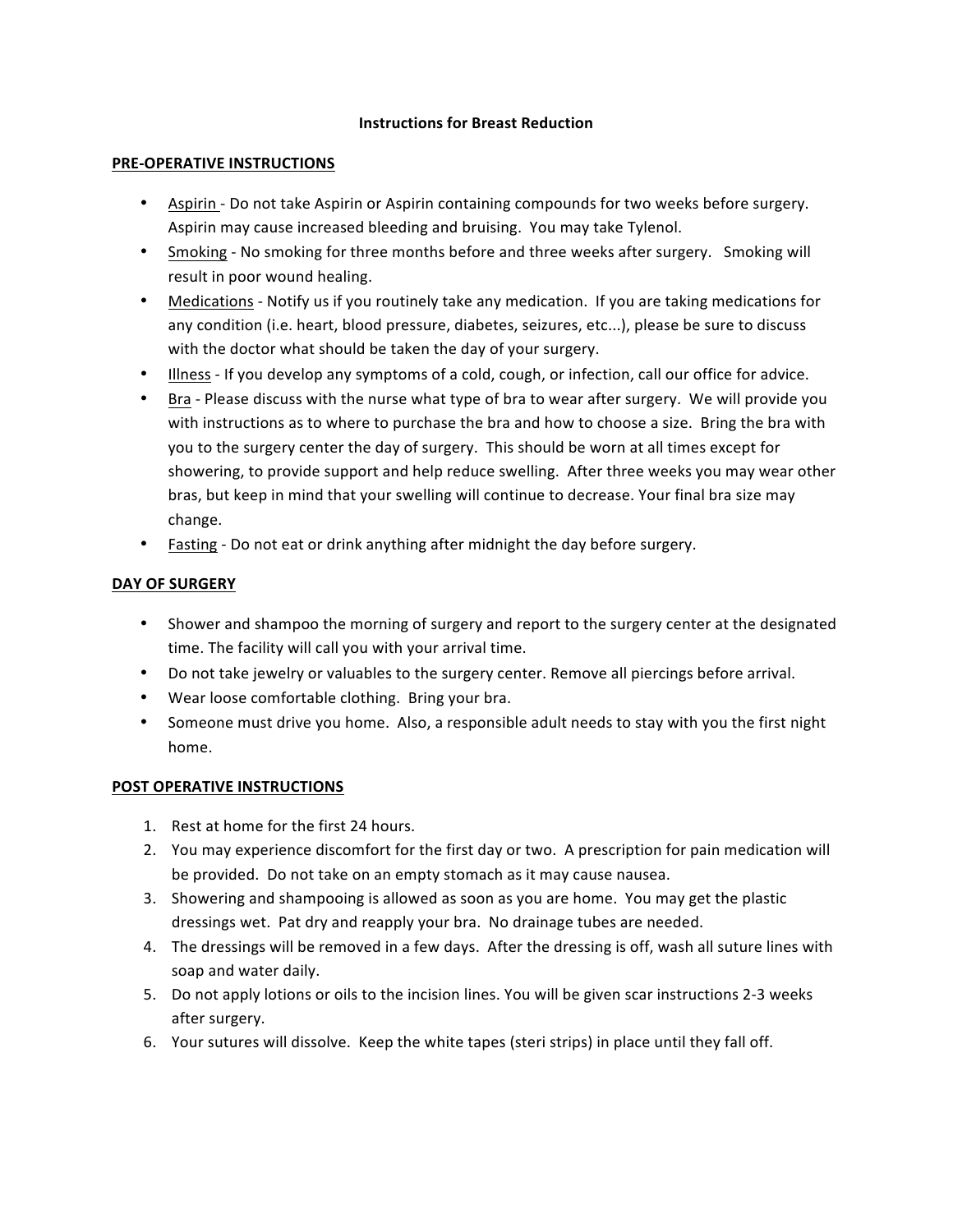# Instructions for Breast Reduction

## PRE-OPERATIVE INSTRUCTIONS

- Aspirin - Do not take Aspirin or Aspirin containing compounds for two weeks before surgery. Aspirin may cause increased bleeding and bruising. You may take Tylenol.
- Smoking - No smoking for three months before and three weeks after surgery. Smoking will result in poor wound healing.
- Medications - Notify us if you routinely take any medication. If you are taking medications for any condition (i.e. heart, blood pressure, diabetes, seizures, etc...), please be sure to discuss with the doctor what should be taken the day of your surgery.
- Illness - If you develop any symptoms of a cold, cough, or infection, call our office for advice.
- Bra - Please discuss with the nurse what type of bra to wear after surgery. We will provide you with instructions as to where to purchase the bra and how to choose a size. Bring the bra with you to the surgery center the day of surgery. This should be worn at all times except for showering, to provide support and help reduce swelling. After three weeks you may wear other bras, but keep in mind that your swelling will continue to decrease. Your final bra size may change.
- Fasting - Do not eat or drink anything after midnight the day before surgery.

## DAY OF SURGERY

- Shower and shampoo the morning of surgery and report to the surgery center at the designated time. The facility will call you with your arrival time.
- Do not take jewelry or valuables to the surgery center. Remove all piercings before arrival.
- Wear loose comfortable clothing. Bring your bra.
- Someone must drive you home. Also, a responsible adult needs to stay with you the first night home.

## POST OPERATIVE INSTRUCTIONS

1. Rest at home for the first 24 hours.
2. You may experience discomfort for the first day or two. A prescription for pain medication will be provided. Do not take on an empty stomach as it may cause nausea.
3. Showering and shampooing is allowed as soon as you are home. You may get the plastic dressings wet. Pat dry and reapply your bra. No drainage tubes are needed.
4. The dressings will be removed in a few days. After the dressing is off, wash all suture lines with soap and water daily.
5. Do not apply lotions or oils to the incision lines. You will be given scar instructions 2-3 weeks after surgery.
6. Your sutures will dissolve. Keep the white tapes (steri strips) in place until they fall off.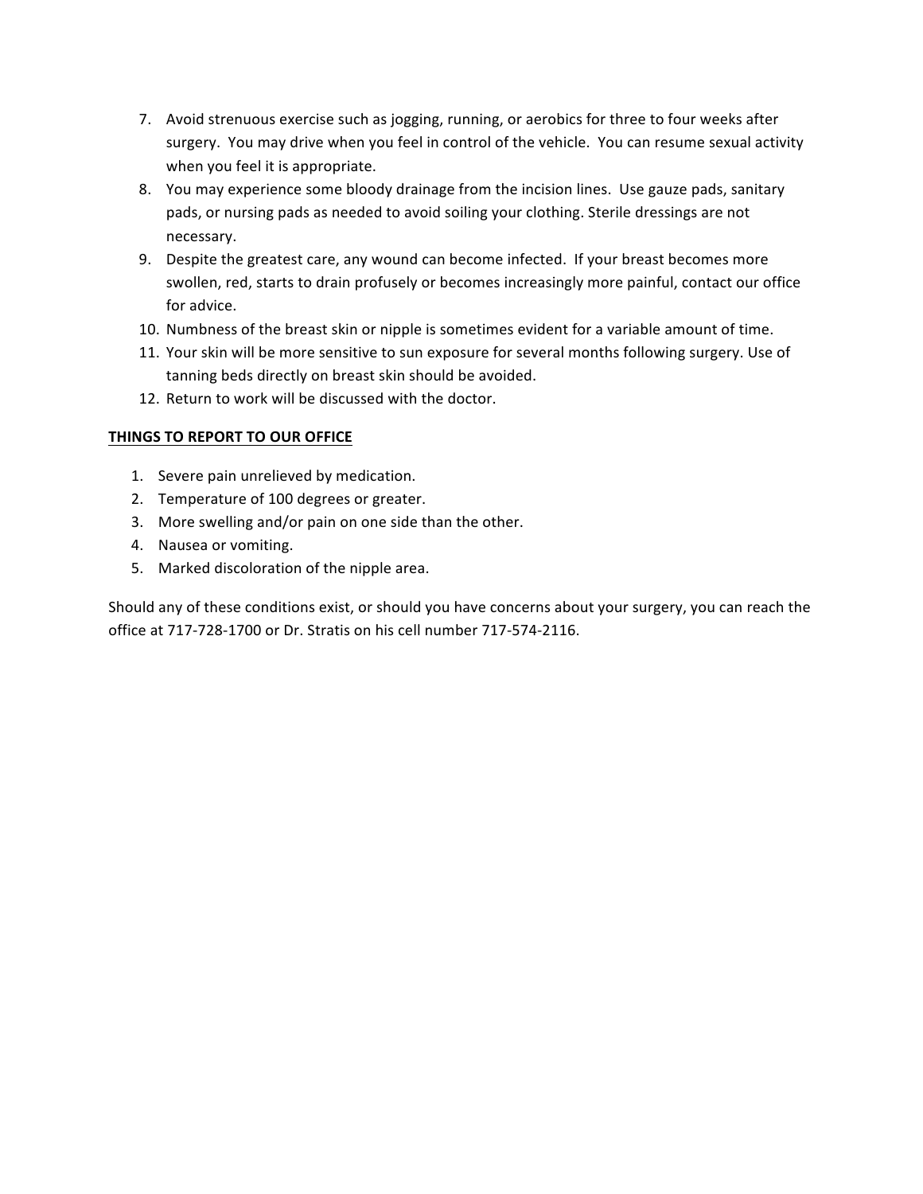7. Avoid strenuous exercise such as jogging, running, or aerobics for three to four weeks after surgery. You may drive when you feel in control of the vehicle. You can resume sexual activity when you feel it is appropriate.
8. You may experience some bloody drainage from the incision lines. Use gauze pads, sanitary pads, or nursing pads as needed to avoid soiling your clothing. Sterile dressings are not necessary.
9. Despite the greatest care, any wound can become infected. If your breast becomes more swollen, red, starts to drain profusely or becomes increasingly more painful, contact our office for advice.
10. Numbness of the breast skin or nipple is sometimes evident for a variable amount of time.
11. Your skin will be more sensitive to sun exposure for several months following surgery. Use of tanning beds directly on breast skin should be avoided.
12. Return to work will be discussed with the doctor.

**THINGS TO REPORT TO OUR OFFICE**

1. Severe pain unrelieved by medication.
2. Temperature of 100 degrees or greater.
3. More swelling and/or pain on one side than the other.
4. Nausea or vomiting.
5. Marked discoloration of the nipple area.

Should any of these conditions exist, or should you have concerns about your surgery, you can reach the office at 717-728-1700 or Dr. Stratis on his cell number 717-574-2116.